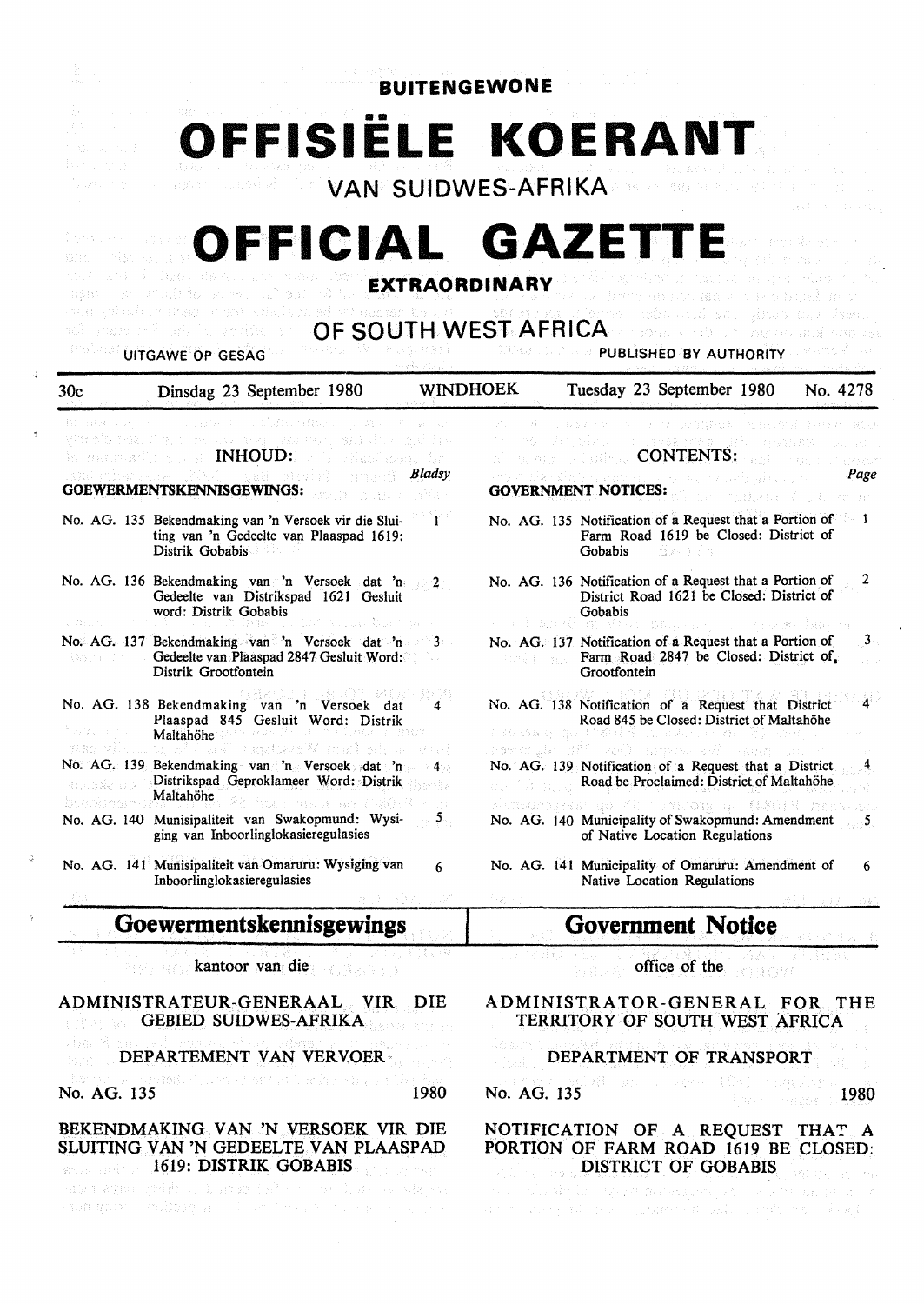**BUITENGEWONE**

# OFFISIËLE KOERANT

## VAN SUIDWES-AFRIKA

# OFFICIAL GAZETTE

**EXTRAORDINARY**

## OF SOUTH WEST AFRICA

UITGAWE OP GESAG — PUBLISHED BY AUTHORITY

30c — Dinsdag 23 September 1980 — WINDHOEK — Tuesday 23 September 1980 — No. 4278

**INHOUD:**

**GOEWERMENTSKENNISGEWINGS:**

| | Bladsy |
|---|---|
| No. AG. 135 Bekendmaking van 'n Versoek vir die Sluiting van 'n Gedeelte van Plaaspad 1619: Distrik Gobabis | 1 |
| No. AG. 136 Bekendmaking van 'n Versoek dat 'n Gedeelte van Distrikspad 1621 Gesluit word: Distrik Gobabis | 2 |
| No. AG. 137 Bekendmaking van 'n Versoek dat 'n Gedeelte van Plaaspad 2847 Gesluit Word: Distrik Grootfontein | 3 |
| No. AG. 138 Bekendmaking van 'n Versoek dat Plaaspad 845 Gesluit Word: Distrik Maltahöhe | 4 |
| No. AG. 139 Bekendmaking van 'n Versoek dat 'n Distrikspad Geproklameer Word: Distrik Maltahöhe | 4 |
| No. AG. 140 Munisipaliteit van Swakopmund: Wysiging van Inboorlinglokasieregulasies | 5 |
| No. AG. 141 Munisipaliteit van Omaruru: Wysiging van Inboorlinglokasieregulasies | 6 |

**CONTENTS:**

**GOVERNMENT NOTICES:**

| | Page |
|---|---|
| No. AG. 135 Notification of a Request that a Portion of Farm Road 1619 be Closed: District of Gobabis | 1 |
| No. AG. 136 Notification of a Request that a Portion of District Road 1621 be Closed: District of Gobabis | 2 |
| No. AG. 137 Notification of a Request that a Portion of Farm Road 2847 be Closed: District of Grootfontein | 3 |
| No. AG. 138 Notification of a Request that District Road 845 be Closed: District of Maltahöhe | 4 |
| No. AG. 139 Notification of a Request that a District Road be Proclaimed: District of Maltahöhe | 4 |
| No. AG. 140 Municipality of Swakopmund: Amendment of Native Location Regulations | 5 |
| No. AG. 141 Municipality of Omaruru: Amendment of Native Location Regulations | 6 |

## Goewermentskennisgewings

kantoor van die

### ADMINISTRATEUR-GENERAAL VIR DIE GEBIED SUIDWES-AFRIKA

DEPARTEMENT VAN VERVOER

No. AG. 135 — 1980

### BEKENDMAKING VAN 'N VERSOEK VIR DIE SLUITING VAN 'N GEDEELTE VAN PLAASPAD 1619: DISTRIK GOBABIS

## Government Notice

office of the

### ADMINISTRATOR-GENERAL FOR THE TERRITORY OF SOUTH WEST AFRICA

DEPARTMENT OF TRANSPORT

No. AG. 135 — 1980

### NOTIFICATION OF A REQUEST THAT A PORTION OF FARM ROAD 1619 BE CLOSED: DISTRICT OF GOBABIS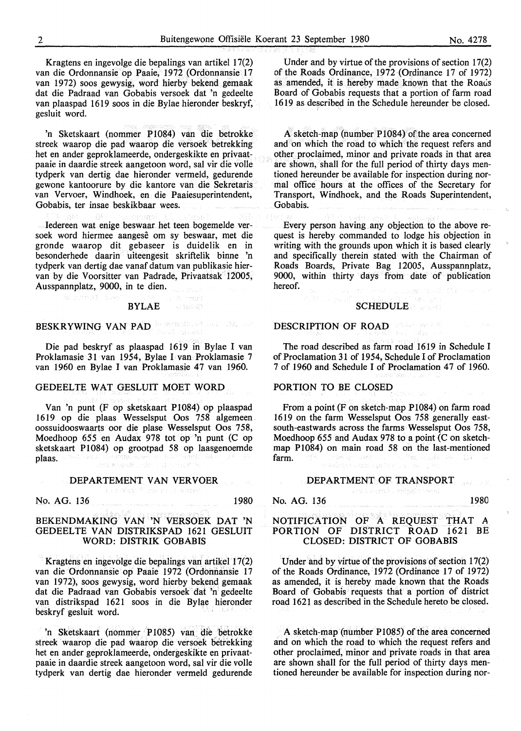Kragtens en ingevolge die bepalings van artikel 17(2) van die Ordonnansie op Paaie, 1972 (Ordonnansie 17 van 1972) soos gewysig, word hierby bekend gemaak dat die Padraad van Gobabis versoek dat 'n gedeelte van plaaspad 1619 soos in die Bylae hieronder beskryf, gesluit word.

'n Sketskaart (nommer P1084) van die betrokke streek waarop die pad waarop die versoek betrekking het en ander geproklameerde, ondergeskikte en privaatpaaie in daardie streek aangetoon word, sal vir die volle tydperk van dertig dae hieronder vermeld, gedurende gewone kantoorure by die kantore van die Sekretaris van Vervoer, Windhoek, en die Paaiesuperintendent, Gobabis, ter insae beskikbaar wees.

Iedereen wat enige beswaar het teen bogemelde versoek word hiermee aangesê om sy beswaar, met die gronde waarop dit gebaseer is duidelik en in besonderhede daarin uiteengesit skriftelik binne 'n tydperk van dertig dae vanaf datum van publikasie hiervan by die Voorsitter van Padrade, Privaatsak 12005, Ausspannplatz, 9000, in te dien.

## BYLAE

### BESKRYWING VAN PAD

Die pad beskryf as plaaspad 1619 in Bylae I van Proklamasie 31 van 1954, Bylae I van Proklamasie 7 van 1960 en Bylae I van Proklamasie 47 van 1960.

### GEDEELTE WAT GESLUIT MOET WORD

Van 'n punt (F op sketskaart P1084) op plaaspad 1619 op die plaas Wesselsput Oos 758 algemeen oossuidooswaarts oor die plase Wesselsput Oos 758, Moedhoop 655 en Audax 978 tot op 'n punt (C op sketskaart P1084) op grootpad 58 op laasgenoemde plaas.

Under and by virtue of the provisions of section 17(2) of the Roads Ordinance, 1972 (Ordinance 17 of 1972) as amended, it is hereby made known that the Roads Board of Gobabis requests that a portion of farm road 1619 as described in the Schedule hereunder be closed.

A sketch-map (number P1084) of the area concerned and on which the road to which the request refers and other proclaimed, minor and private roads in that area are shown, shall for the full period of thirty days mentioned hereunder be available for inspection during normal office hours at the offices of the Secretary for Transport, Windhoek, and the Roads Superintendent, Gobabis.

Every person having any objection to the above request is hereby commanded to lodge his objection in writing with the grounds upon which it is based clearly and specifically therein stated with the Chairman of Roads Boards, Private Bag 12005, Ausspannplatz, 9000, within thirty days from date of publication hereof.

## SCHEDULE

### DESCRIPTION OF ROAD

The road described as farm road 1619 in Schedule I of Proclamation 31 of 1954, Schedule I of Proclamation 7 of 1960 and Schedule I of Proclamation 47 of 1960.

### PORTION TO BE CLOSED

From a point (F on sketch-map P1084) on farm road 1619 on the farm Wesselsput Oos 758 generally east-south-eastwards across the farms Wesselsput Oos 758, Moedhoop 655 and Audax 978 to a point (C on sketch-map P1084) on main road 58 on the last-mentioned farm.

## DEPARTEMENT VAN VERVOER

No. AG. 136 1980

### BEKENDMAKING VAN 'N VERSOEK DAT 'N GEDEELTE VAN DISTRIKSPAD 1621 GESLUIT WORD: DISTRIK GOBABIS

Kragtens en ingevolge die bepalings van artikel 17(2) van die Ordonnansie op Paaie 1972 (Ordonnansie 17 van 1972), soos gewysig, word hierby bekend gemaak dat die Padraad van Gobabis versoek dat 'n gedeelte van distrikspad 1621 soos in die Bylae hieronder beskryf gesluit word.

'n Sketskaart (nommer P1085) van die betrokke streek waarop die pad waarop die versoek betrekking het en ander geproklameerde, ondergeskikte en privaatpaaie in daardie streek aangetoon word, sal vir die volle tydperk van dertig dae hieronder vermeld gedurende

## DEPARTMENT OF TRANSPORT

No. AG. 136 1980

### NOTIFICATION OF A REQUEST THAT A PORTION OF DISTRICT ROAD 1621 BE CLOSED: DISTRICT OF GOBABIS

Under and by virtue of the provisions of section 17(2) of the Roads Ordinance, 1972 (Ordinance 17 of 1972) as amended, it is hereby made known that the Roads Board of Gobabis requests that a portion of district road 1621 as described in the Schedule hereto be closed.

A sketch-map (number P1085) of the area concerned and on which the road to which the request refers and other proclaimed, minor and private roads in that area are shown shall for the full period of thirty days mentioned hereunder be available for inspection during nor-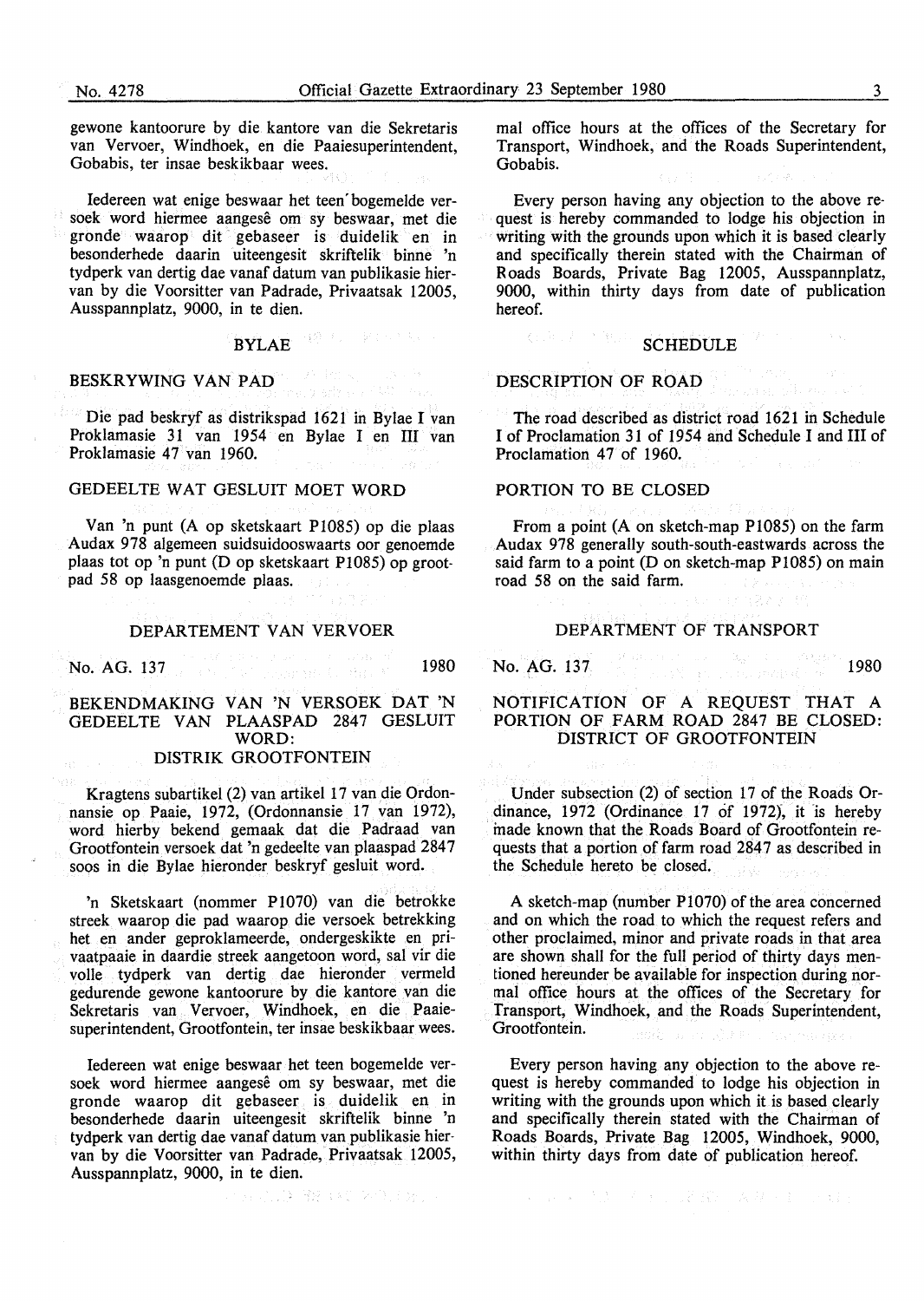gewone kantoorure by die kantore van die Sekretaris van Vervoer, Windhoek, en die Paaiesuperintendent, Gobabis, ter insae beskikbaar wees.

Iedereen wat enige beswaar het teen bogemelde versoek word hiermee aangesê om sy beswaar, met die gronde waarop dit gebaseer is duidelik en in besonderhede daarin uiteengesit skriftelik binne 'n tydperk van dertig dae vanaf datum van publikasie hiervan by die Voorsitter van Padrade, Privaatsak 12005, Ausspannplatz, 9000, in te dien.

## BYLAE

### BESKRYWING VAN PAD

Die pad beskryf as distrikspad 1621 in Bylae I van Proklamasie 31 van 1954 en Bylae I en III van Proklamasie 47 van 1960.

### GEDEELTE WAT GESLUIT MOET WORD

Van 'n punt (A op sketskaart P1085) op die plaas Audax 978 algemeen suidsuidooswaarts oor genoemde plaas tot op 'n punt (D op sketskaart P1085) op grootpad 58 op laasgenoemde plaas.

## DEPARTEMENT VAN VERVOER

No. AG. 137 1980

### BEKENDMAKING VAN 'N VERSOEK DAT 'N GEDEELTE VAN PLAASPAD 2847 GESLUIT WORD: DISTRIK GROOTFONTEIN

Kragtens subartikel (2) van artikel 17 van die Ordonnansie op Paaie, 1972, (Ordonnansie 17 van 1972), word hierby bekend gemaak dat die Padraad van Grootfontein versoek dat 'n gedeelte van plaaspad 2847 soos in die Bylae hieronder beskryf gesluit word.

'n Sketskaart (nommer P1070) van die betrokke streek waarop die pad waarop die versoek betrekking het en ander geproklameerde, ondergeskikte en privaatpaaie in daardie streek aangetoon word, sal vir die volle tydperk van dertig dae hieronder vermeld gedurende gewone kantoorure by die kantore van die Sekretaris van Vervoer, Windhoek, en die Paaiesuperintendent, Grootfontein, ter insae beskikbaar wees.

Iedereen wat enige beswaar het teen bogemelde versoek word hiermee aangesê om sy beswaar, met die gronde waarop dit gebaseer is duidelik en in besonderhede daarin uiteengesit skriftelik binne 'n tydperk van dertig dae vanaf datum van publikasie hiervan by die Voorsitter van Padrade, Privaatsak 12005, Ausspannplatz, 9000, in te dien.

mal office hours at the offices of the Secretary for Transport, Windhoek, and the Roads Superintendent, Gobabis.

Every person having any objection to the above request is hereby commanded to lodge his objection in writing with the grounds upon which it is based clearly and specifically therein stated with the Chairman of Roads Boards, Private Bag 12005, Ausspannplatz, 9000, within thirty days from date of publication hereof.

## SCHEDULE

### DESCRIPTION OF ROAD

The road described as district road 1621 in Schedule I of Proclamation 31 of 1954 and Schedule I and III of Proclamation 47 of 1960.

### PORTION TO BE CLOSED

From a point (A on sketch-map P1085) on the farm Audax 978 generally south-south-eastwards across the said farm to a point (D on sketch-map P1085) on main road 58 on the said farm.

## DEPARTMENT OF TRANSPORT

No. AG. 137 1980

### NOTIFICATION OF A REQUEST THAT A PORTION OF FARM ROAD 2847 BE CLOSED: DISTRICT OF GROOTFONTEIN

Under subsection (2) of section 17 of the Roads Ordinance, 1972 (Ordinance 17 of 1972), it is hereby made known that the Roads Board of Grootfontein requests that a portion of farm road 2847 as described in the Schedule hereto be closed.

A sketch-map (number P1070) of the area concerned and on which the road to which the request refers and other proclaimed, minor and private roads in that area are shown shall for the full period of thirty days mentioned hereunder be available for inspection during normal office hours at the offices of the Secretary for Transport, Windhoek, and the Roads Superintendent, Grootfontein.

Every person having any objection to the above request is hereby commanded to lodge his objection in writing with the grounds upon which it is based clearly and specifically therein stated with the Chairman of Roads Boards, Private Bag 12005, Windhoek, 9000, within thirty days from date of publication hereof.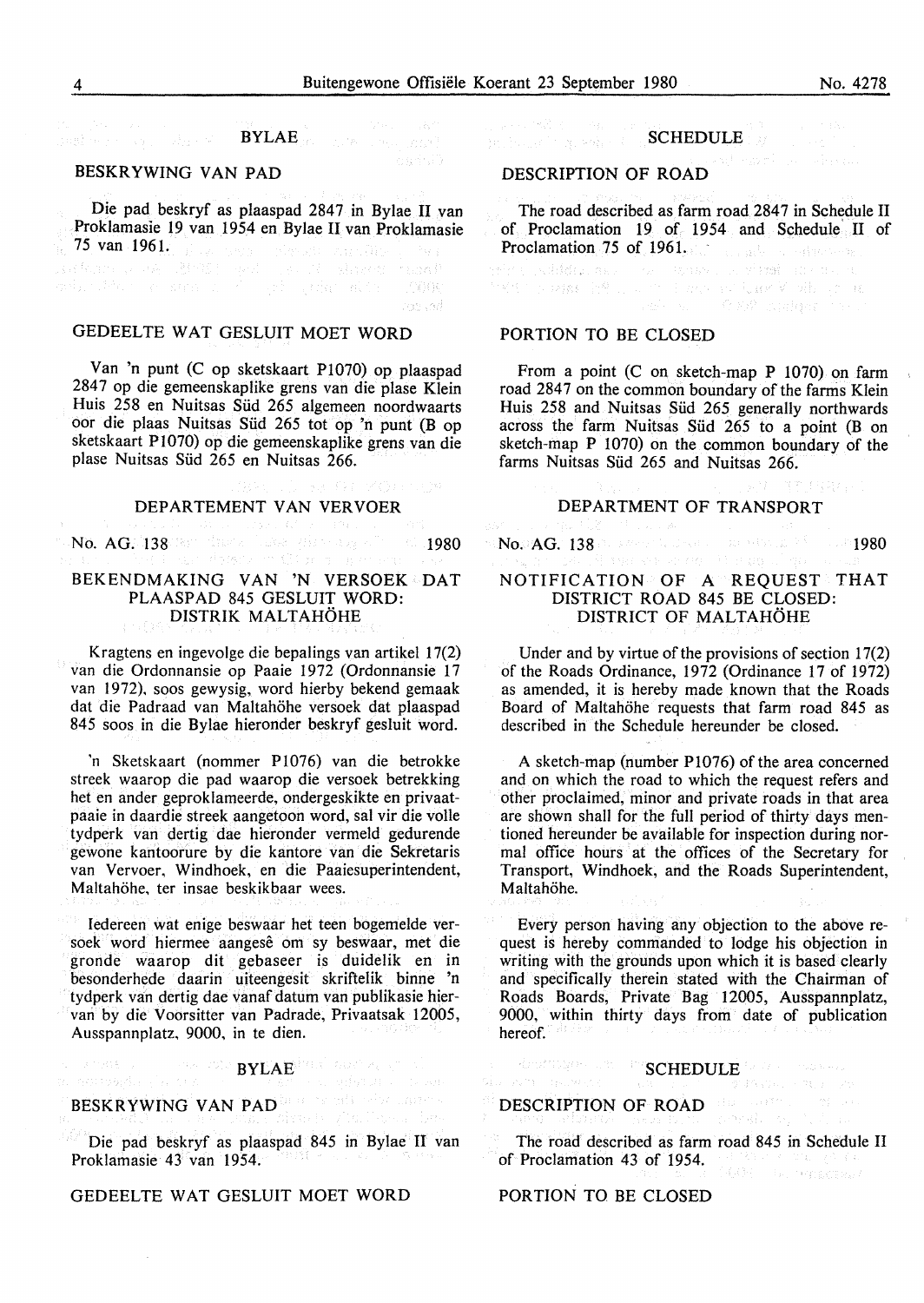## BYLAE

### BESKRYWING VAN PAD

Die pad beskryf as plaaspad 2847 in Bylae II van Proklamasie 19 van 1954 en Bylae II van Proklamasie 75 van 1961.

### GEDEELTE WAT GESLUIT MOET WORD

Van 'n punt (C op sketskaart P1070) op plaaspad 2847 op die gemeenskaplike grens van die plase Klein Huis 258 en Nuitsas Süd 265 algemeen noordwaarts oor die plaas Nuitsas Süd 265 tot op 'n punt (B op sketskaart P1070) op die gemeenskaplike grens van die plase Nuitsas Süd 265 en Nuitsas 266.

## DEPARTEMENT VAN VERVOER

No. AG. 138 1980

### BEKENDMAKING VAN 'N VERSOEK DAT PLAASPAD 845 GESLUIT WORD: DISTRIK MALTAHÖHE

Kragtens en ingevolge die bepalings van artikel 17(2) van die Ordonnansie op Paaie 1972 (Ordonnansie 17 van 1972), soos gewysig, word hierby bekend gemaak dat die Padraad van Maltahöhe versoek dat plaaspad 845 soos in die Bylae hieronder beskryf gesluit word.

'n Sketskaart (nommer P1076) van die betrokke streek waarop die pad waarop die versoek betrekking het en ander geproklameerde, ondergeskikte en privaatpaaie in daardie streek aangetoon word, sal vir die volle tydperk van dertig dae hieronder vermeld gedurende gewone kantoorure by die kantore van die Sekretaris van Vervoer, Windhoek, en die Paaiesuperintendent, Maltahöhe, ter insae beskikbaar wees.

Iedereen wat enige beswaar het teen bogemelde versoek word hiermee aangesê om sy beswaar, met die gronde waarop dit gebaseer is duidelik en in besonderhede daarin uiteengesit skriftelik binne 'n tydperk van dertig dae vanaf datum van publikasie hiervan by die Voorsitter van Padrade, Privaatsak 12005, Ausspannplatz, 9000, in te dien.

## BYLAE

### BESKRYWING VAN PAD

Die pad beskryf as plaaspad 845 in Bylae II van Proklamasie 43 van 1954.

### GEDEELTE WAT GESLUIT MOET WORD

## SCHEDULE

### DESCRIPTION OF ROAD

The road described as farm road 2847 in Schedule II of Proclamation 19 of 1954 and Schedule II of Proclamation 75 of 1961.

### PORTION TO BE CLOSED

From a point (C on sketch-map P 1070) on farm road 2847 on the common boundary of the farms Klein Huis 258 and Nuitsas Süd 265 generally northwards across the farm Nuitsas Süd 265 to a point (B on sketch-map P 1070) on the common boundary of the farms Nuitsas Süd 265 and Nuitsas 266.

## DEPARTMENT OF TRANSPORT

No. AG. 138 1980

### NOTIFICATION OF A REQUEST THAT DISTRICT ROAD 845 BE CLOSED: DISTRICT OF MALTAHÖHE

Under and by virtue of the provisions of section 17(2) of the Roads Ordinance, 1972 (Ordinance 17 of 1972) as amended, it is hereby made known that the Roads Board of Maltahöhe requests that farm road 845 as described in the Schedule hereunder be closed.

A sketch-map (number P1076) of the area concerned and on which the road to which the request refers and other proclaimed, minor and private roads in that area are shown shall for the full period of thirty days mentioned hereunder be available for inspection during normal office hours at the offices of the Secretary for Transport, Windhoek, and the Roads Superintendent, Maltahöhe.

Every person having any objection to the above request is hereby commanded to lodge his objection in writing with the grounds upon which it is based clearly and specifically therein stated with the Chairman of Roads Boards, Private Bag 12005, Ausspannplatz, 9000, within thirty days from date of publication hereof.

## SCHEDULE

### DESCRIPTION OF ROAD

The road described as farm road 845 in Schedule II of Proclamation 43 of 1954.

### PORTION TO BE CLOSED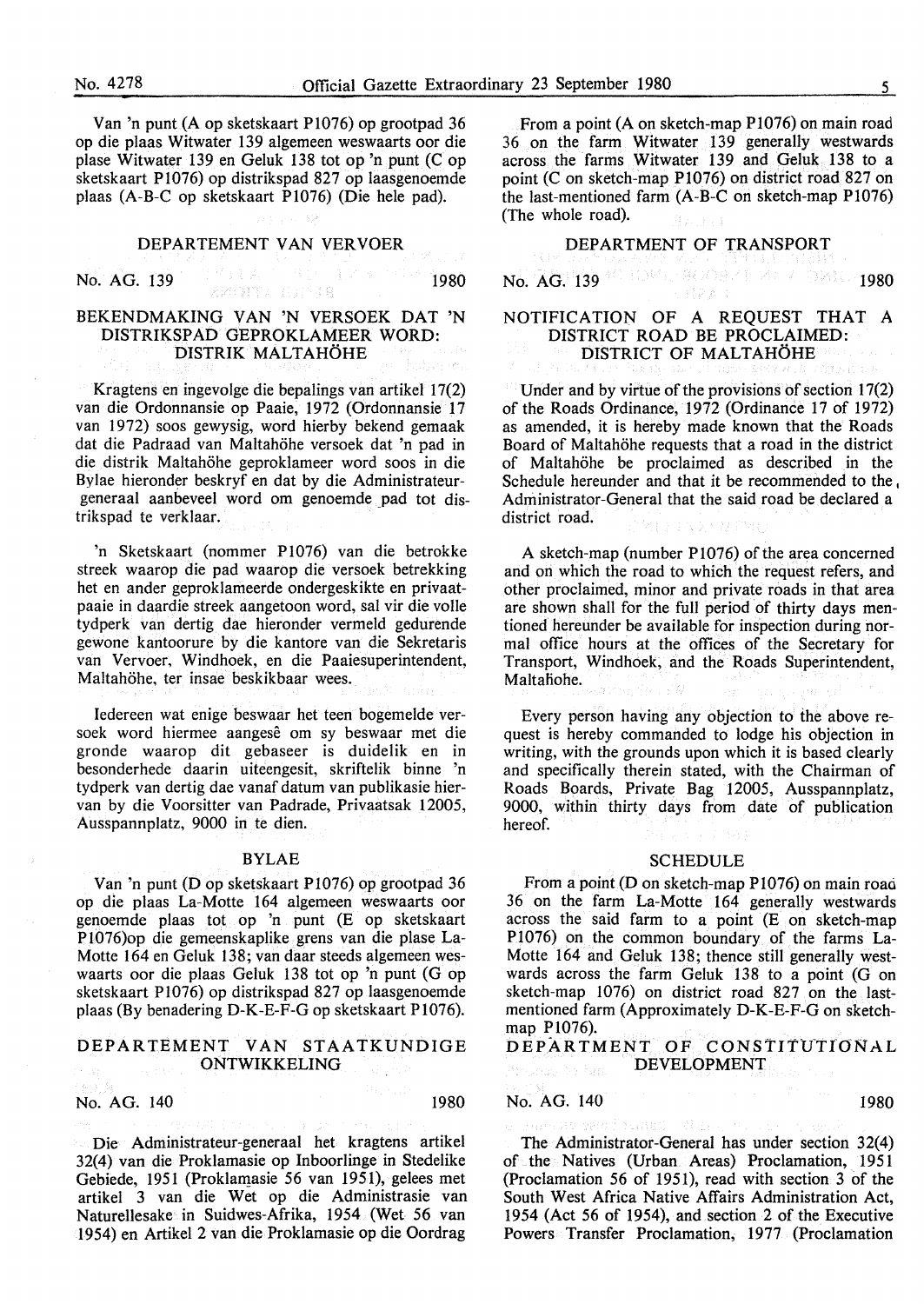Van 'n punt (A op sketskaart P1076) op grootpad 36 op die plaas Witwater 139 algemeen weswaarts oor die plase Witwater 139 en Geluk 138 tot op 'n punt (C op sketskaart P1076) op distrikspad 827 op laasgenoemde plaas (A-B-C op sketskaart P1076) (Die hele pad).

## DEPARTEMENT VAN VERVOER

No. AG. 139 1980

### BEKENDMAKING VAN 'N VERSOEK DAT 'N DISTRIKSPAD GEPROKLAMEER WORD: DISTRIK MALTAHÖHE

Kragtens en ingevolge die bepalings van artikel 17(2) van die Ordonnansie op Paaie, 1972 (Ordonnansie 17 van 1972) soos gewysig, word hierby bekend gemaak dat die Padraad van Maltahöhe versoek dat 'n pad in die distrik Maltahöhe geproklameer word soos in die Bylae hieronder beskryf en dat by die Administrateur-generaal aanbeveel word om genoemde pad tot distrikspad te verklaar.

'n Sketskaart (nommer P1076) van die betrokke streek waarop die pad waarop die versoek betrekking het en ander geproklameerde ondergeskikte en privaatpaaie in daardie streek aangetoon word, sal vir die volle tydperk van dertig dae hieronder vermeld gedurende gewone kantoorure by die kantore van die Sekretaris van Vervoer, Windhoek, en die Paaiesuperintendent, Maltahöhe, ter insae beskikbaar wees.

Iedereen wat enige beswaar het teen bogemelde versoek word hiermee aangesê om sy beswaar met die gronde waarop dit gebaseer is duidelik en in besonderhede daarin uiteengesit, skriftelik binne 'n tydperk van dertig dae vanaf datum van publikasie hiervan by die Voorsitter van Padrade, Privaatsak 12005, Ausspannplatz, 9000 in te dien.

#### BYLAE

Van 'n punt (D op sketskaart P1076) op grootpad 36 op die plaas La-Motte 164 algemeen weswaarts oor genoemde plaas tot op 'n punt (E op sketskaart P1076)op die gemeenskaplike grens van die plase La-Motte 164 en Geluk 138; van daar steeds algemeen weswaarts oor die plaas Geluk 138 tot op 'n punt (G op sketskaart P1076) op distrikspad 827 op laasgenoemde plaas (By benadering D-K-E-F-G op sketskaart P1076).

## DEPARTEMENT VAN STAATKUNDIGE ONTWIKKELING

No. AG. 140 1980

Die Administrateur-generaal het kragtens artikel 32(4) van die Proklamasie op Inboorlinge in Stedelike Gebiede, 1951 (Proklamasie 56 van 1951), gelees met artikel 3 van die Wet op die Administrasie van Naturellesake in Suidwes-Afrika, 1954 (Wet 56 van 1954) en Artikel 2 van die Proklamasie op die Oordrag

From a point (A on sketch-map P1076) on main road 36 on the farm Witwater 139 generally westwards across the farms Witwater 139 and Geluk 138 to a point (C on sketch-map P1076) on district road 827 on the last-mentioned farm (A-B-C on sketch-map P1076) (The whole road).

## DEPARTMENT OF TRANSPORT

No. AG. 139 1980

### NOTIFICATION OF A REQUEST THAT A DISTRICT ROAD BE PROCLAIMED: DISTRICT OF MALTAHÖHE

Under and by virtue of the provisions of section 17(2) of the Roads Ordinance, 1972 (Ordinance 17 of 1972) as amended, it is hereby made known that the Roads Board of Maltahöhe requests that a road in the district of Maltahöhe be proclaimed as described in the Schedule hereunder and that it be recommended to the Administrator-General that the said road be declared a district road.

A sketch-map (number P1076) of the area concerned and on which the road to which the request refers, and other proclaimed, minor and private roads in that area are shown shall for the full period of thirty days mentioned hereunder be available for inspection during normal office hours at the offices of the Secretary for Transport, Windhoek, and the Roads Superintendent, Maltahöhe.

Every person having any objection to the above request is hereby commanded to lodge his objection in writing, with the grounds upon which it is based clearly and specifically therein stated, with the Chairman of Roads Boards, Private Bag 12005, Ausspannplatz, 9000, within thirty days from date of publication hereof.

#### SCHEDULE

From a point (D on sketch-map P1076) on main road 36 on the farm La-Motte 164 generally westwards across the said farm to a point (E on sketch-map P1076) on the common boundary of the farms La-Motte 164 and Geluk 138; thence still generally westwards across the farm Geluk 138 to a point (G on sketch-map 1076) on district road 827 on the last-mentioned farm (Approximately D-K-E-F-G on sketch-map P1076).

## DEPARTMENT OF CONSTITUTIONAL DEVELOPMENT

No. AG. 140 1980

The Administrator-General has under section 32(4) of the Natives (Urban Areas) Proclamation, 1951 (Proclamation 56 of 1951), read with section 3 of the South West Africa Native Affairs Administration Act, 1954 (Act 56 of 1954), and section 2 of the Executive Powers Transfer Proclamation, 1977 (Proclamation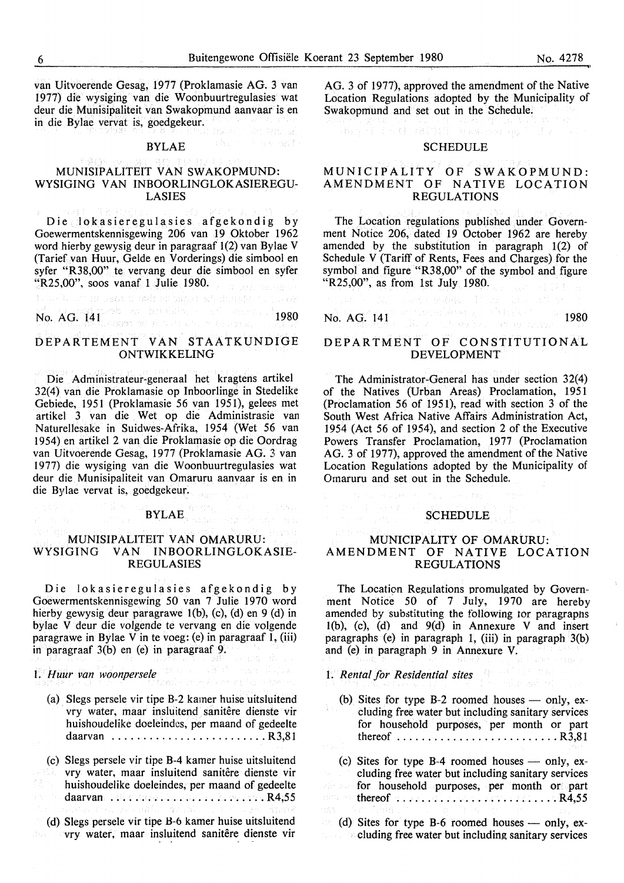van Uitvoerende Gesag, 1977 (Proklamasie AG. 3 van 1977) die wysiging van die Woonbuurtregulasies wat deur die Munisipaliteit van Swakopmund aanvaar is en in die Bylae vervat is, goedgekeur.

## BYLAE

### MUNISIPALITEIT VAN SWAKOPMUND: WYSIGING VAN INBOORLINGLOKASIEREGULASIES

Die lokasieregulasies afgekondig by Goewermentskennisgewing 206 van 19 Oktober 1962 word hierby gewysig deur in paragraaf 1(2) van Bylae V (Tarief van Huur, Gelde en Vorderings) die simbool en syfer "R38,00" te vervang deur die simbool en syfer "R25,00", soos vanaf 1 Julie 1980.

No. AG. 141 1980

## DEPARTEMENT VAN STAATKUNDIGE ONTWIKKELING

Die Administrateur-generaal het kragtens artikel 32(4) van die Proklamasie op Inboorlinge in Stedelike Gebiede, 1951 (Proklamasie 56 van 1951), gelees met artikel 3 van die Wet op die Administrasie van Naturellesake in Suidwes-Afrika, 1954 (Wet 56 van 1954) en artikel 2 van die Proklamasie op die Oordrag van Uitvoerende Gesag, 1977 (Proklamasie AG. 3 van 1977) die wysiging van die Woonbuurtregulasies wat deur die Munisipaliteit van Omaruru aanvaar is en in die Bylae vervat is, goedgekeur.

## BYLAE

### MUNISIPALITEIT VAN OMARURU: WYSIGING VAN INBOORLINGLOKASIEREGULASIES

Die lokasieregulasies afgekondig by Goewermentskennisgewing 50 van 7 Julie 1970 word hierby gewysig deur paragrawe 1(b), (c), (d) en 9 (d) in bylae V deur die volgende te vervang en die volgende paragrawe in Bylae V in te voeg: (e) in paragraaf 1, (iii) in paragraaf 3(b) en (e) in paragraaf 9.

1. *Huur van woonpersele*

(a) Slegs persele vir tipe B-2 kamer huise uitsluitend vry water, maar insluitend sanitêre dienste vir huishoudelike doeleindes, per maand of gedeelte daarvan ........................ R3,81

(c) Slegs persele vir tipe B-4 kamer huise uitsluitend vry water, maar insluitend sanitêre dienste vir huishoudelike doeleindes, per maand of gedeelte daarvan ........................ R4,55

(d) Slegs persele vir tipe B-6 kamer huise uitsluitend vry water, maar insluitend sanitêre dienste vir

AG. 3 of 1977), approved the amendment of the Native Location Regulations adopted by the Municipality of Swakopmund and set out in the Schedule.

## SCHEDULE

### MUNICIPALITY OF SWAKOPMUND: AMENDMENT OF NATIVE LOCATION REGULATIONS

The Location regulations published under Government Notice 206, dated 19 October 1962 are hereby amended by the substitution in paragraph 1(2) of Schedule V (Tariff of Rents, Fees and Charges) for the symbol and figure "R38,00" of the symbol and figure "R25,00", as from 1st July 1980.

No. AG. 141 1980

## DEPARTMENT OF CONSTITUTIONAL DEVELOPMENT

The Administrator-General has under section 32(4) of the Natives (Urban Areas) Proclamation, 1951 (Proclamation 56 of 1951), read with section 3 of the South West Africa Native Affairs Administration Act, 1954 (Act 56 of 1954), and section 2 of the Executive Powers Transfer Proclamation, 1977 (Proclamation AG. 3 of 1977), approved the amendment of the Native Location Regulations adopted by the Municipality of Omaruru and set out in the Schedule.

## SCHEDULE

### MUNICIPALITY OF OMARURU: AMENDMENT OF NATIVE LOCATION REGULATIONS

The Location Regulations promulgated by Government Notice 50 of 7 July, 1970 are hereby amended by substituting the following for paragraphs 1(b), (c), (d) and 9(d) in Annexure V and insert paragraphs (e) in paragraph 1, (iii) in paragraph 3(b) and (e) in paragraph 9 in Annexure V.

1. *Rental for Residential sites*

(b) Sites for type B-2 roomed houses — only, excluding free water but including sanitary services for household purposes, per month or part thereof ........................ R3,81

(c) Sites for type B-4 roomed houses — only, excluding free water but including sanitary services for household purposes, per month or part thereof ........................ R4,55

(d) Sites for type B-6 roomed houses — only, excluding free water but including sanitary services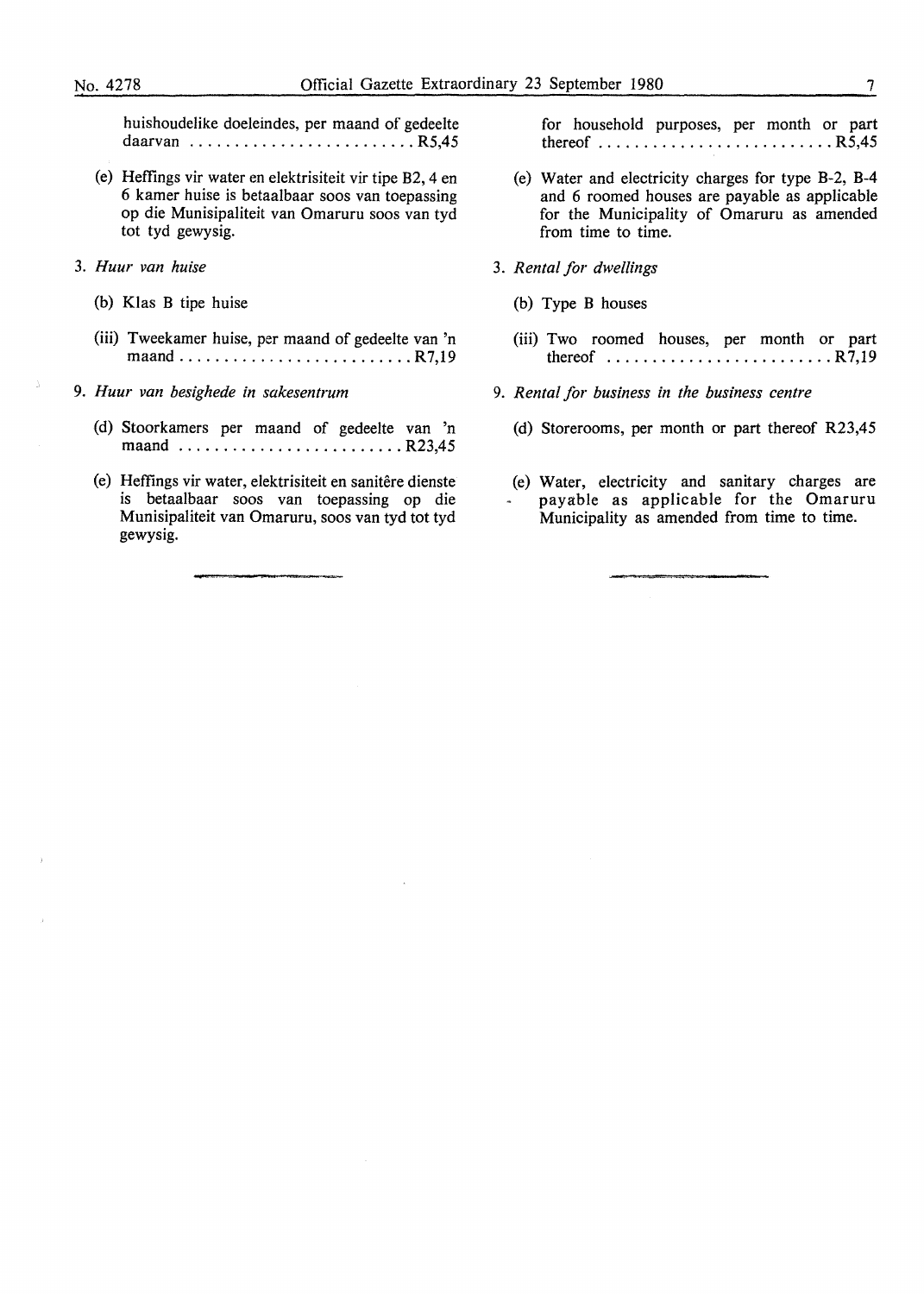huishoudelike doeleindes, per maand of gedeelte daarvan .......................... R5,45

(e) Heffings vir water en elektrisiteit vir tipe B2, 4 en 6 kamer huise is betaalbaar soos van toepassing op die Munisipaliteit van Omaruru soos van tyd tot tyd gewysig.

3. *Huur van huise*

(b) Klas B tipe huise

(iii) Tweekamer huise, per maand of gedeelte van 'n maand .......................... R7,19

9. *Huur van besighede in sakesentrum*

(d) Stoorkamers per maand of gedeelte van 'n maand .......................... R23,45

(e) Heffings vir water, elektrisiteit en sanitêre dienste is betaalbaar soos van toepassing op die Munisipaliteit van Omaruru, soos van tyd tot tyd gewysig.

---

for household purposes, per month or part thereof .......................... R5,45

(e) Water and electricity charges for type B-2, B-4 and 6 roomed houses are payable as applicable for the Municipality of Omaruru as amended from time to time.

3. *Rental for dwellings*

(b) Type B houses

(iii) Two roomed houses, per month or part thereof .......................... R7,19

9. *Rental for business in the business centre*

(d) Storerooms, per month or part thereof R23,45

(e) Water, electricity and sanitary charges are payable as applicable for the Omaruru Municipality as amended from time to time.